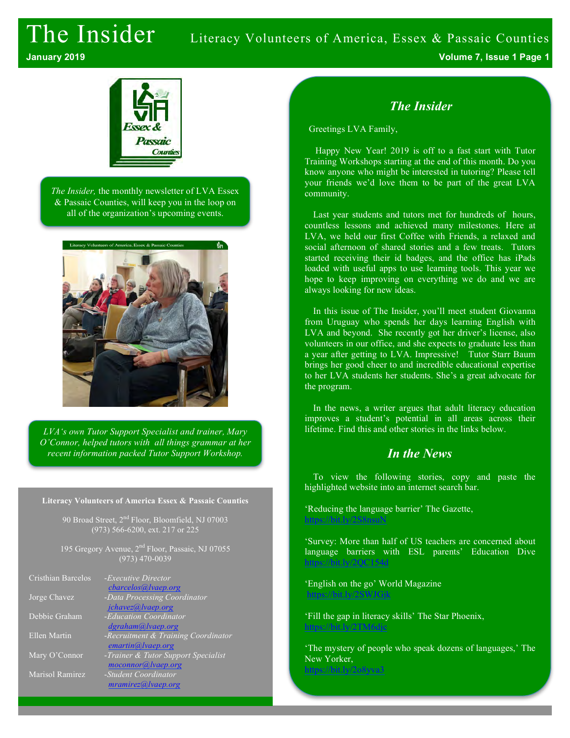# The Insider

Literacy Volunteers of America, Essex & Passaic Counties

January 2019

*The Insider,* the monthly newsletter of LVA Essex & Passaic Counties, will keep you in the loop on all of the organization's upcoming events.

*LVA's own Tutor Support Specialist and trainer, Mary O'Connor, helped tutors with all things grammar at her recent information packed Tutor Support Workshop.*

**Literacy Volunteers of America Essex & Passaic Counties**

90 Broad Street, 2nd Floor, Bloomfield, NJ 07003
(973) 566-6200, ext. 217 or 225

195 Gregory Avenue, 2nd Floor, Passaic, NJ 07055
(973) 470-0039

| Name | Position |
|---|---|
| Cristhian Barcelos | *-Executive Director* cbarcelos@lvaep.org |
| Jorge Chavez | *-Data Processing Coordinator* jchavez@lvaep.org |
| Debbie Graham | *-Education Coordinator* dgraham@lvaep.org |
| Ellen Martin | *-Recruitment & Training Coordinator* emartin@lvaep.org |
| Mary O'Connor | *-Trainer & Tutor Support Specialist* moconnor@lvaep.org |
| Marisol Ramirez | *-Student Coordinator* mramirez@lvaep.org |

## *The Insider*

Greetings LVA Family,

Happy New Year! 2019 is off to a fast start with Tutor Training Workshops starting at the end of this month. Do you know anyone who might be interested in tutoring? Please tell your friends we'd love them to be part of the great LVA community.

Last year students and tutors met for hundreds of hours, countless lessons and achieved many milestones. Here at LVA, we held our first Coffee with Friends, a relaxed and social afternoon of shared stories and a few treats. Tutors started receiving their id badges, and the office has iPads loaded with useful apps to use learning tools. This year we hope to keep improving on everything we do and we are always looking for new ideas.

In this issue of The Insider, you'll meet student Giovanna from Uruguay who spends her days learning English with LVA and beyond. She recently got her driver's license, also volunteers in our office, and she expects to graduate less than a year after getting to LVA. Impressive! Tutor Starr Baum brings her good cheer to and incredible educational expertise to her LVA students her students. She's a great advocate for the program.

In the news, a writer argues that adult literacy education improves a student's potential in all areas across their lifetime. Find this and other stories in the links below.

## *In the News*

To view the following stories, copy and paste the highlighted website into an internet search bar.

'Reducing the language barrier' The Gazette,
https://bit.ly/2S8nsuN

'Survey: More than half of US teachers are concerned about language barriers with ESL parents' Education Dive
https://bit.ly/2QC154d

'English on the go' World Magazine
https://bit.ly/2SWJGjk

'Fill the gap in literacy skills' The Star Phoenix,
https://bit.ly/2TM6djc

'The mystery of people who speak dozens of languages,' The New Yorker,
https://bit.ly/2o8yva3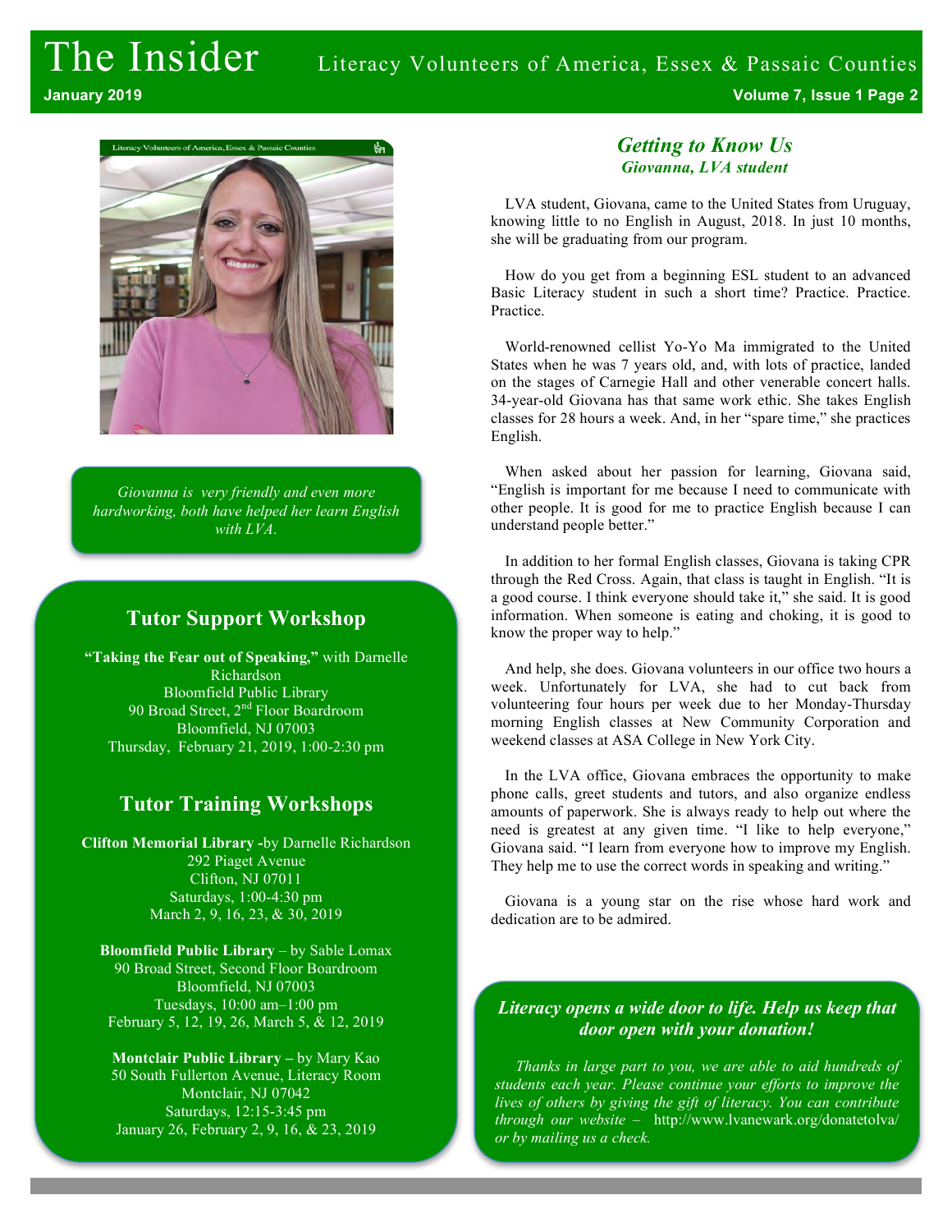Giovanna is very friendly and even more hardworking, both have helped her learn English with LVA.

## Tutor Support Workshop

**"Taking the Fear out of Speaking,"** with Darnelle Richardson
Bloomfield Public Library
90 Broad Street, 2nd Floor Boardroom
Bloomfield, NJ 07003
Thursday, February 21, 2019, 1:00-2:30 pm

## Tutor Training Workshops

**Clifton Memorial Library -**by Darnelle Richardson
292 Piaget Avenue
Clifton, NJ 07011
Saturdays, 1:00-4:30 pm
March 2, 9, 16, 23, & 30, 2019

**Bloomfield Public Library** – by Sable Lomax
90 Broad Street, Second Floor Boardroom
Bloomfield, NJ 07003
Tuesdays, 10:00 am–1:00 pm
February 5, 12, 19, 26, March 5, & 12, 2019

**Montclair Public Library –** by Mary Kao
50 South Fullerton Avenue, Literacy Room
Montclair, NJ 07042
Saturdays, 12:15-3:45 pm
January 26, February 2, 9, 16, & 23, 2019

## *Getting to Know Us*

### *Giovanna, LVA student*

LVA student, Giovana, came to the United States from Uruguay, knowing little to no English in August, 2018. In just 10 months, she will be graduating from our program.

How do you get from a beginning ESL student to an advanced Basic Literacy student in such a short time? Practice. Practice. Practice.

World-renowned cellist Yo-Yo Ma immigrated to the United States when he was 7 years old, and, with lots of practice, landed on the stages of Carnegie Hall and other venerable concert halls. 34-year-old Giovana has that same work ethic. She takes English classes for 28 hours a week. And, in her "spare time," she practices English.

When asked about her passion for learning, Giovana said, "English is important for me because I need to communicate with other people. It is good for me to practice English because I can understand people better."

In addition to her formal English classes, Giovana is taking CPR through the Red Cross. Again, that class is taught in English. "It is a good course. I think everyone should take it," she said. It is good information. When someone is eating and choking, it is good to know the proper way to help."

And help, she does. Giovana volunteers in our office two hours a week. Unfortunately for LVA, she had to cut back from volunteering four hours per week due to her Monday-Thursday morning English classes at New Community Corporation and weekend classes at ASA College in New York City.

In the LVA office, Giovana embraces the opportunity to make phone calls, greet students and tutors, and also organize endless amounts of paperwork. She is always ready to help out where the need is greatest at any given time. "I like to help everyone," Giovana said. "I learn from everyone how to improve my English. They help me to use the correct words in speaking and writing."

Giovana is a young star on the rise whose hard work and dedication are to be admired.

***Literacy opens a wide door to life. Help us keep that door open with your donation!***

*Thanks in large part to you, we are able to aid hundreds of students each year. Please continue your efforts to improve the lives of others by giving the gift of literacy. You can contribute through our website –* http://www.lvanewark.org/donatetolva/ *or by mailing us a check.*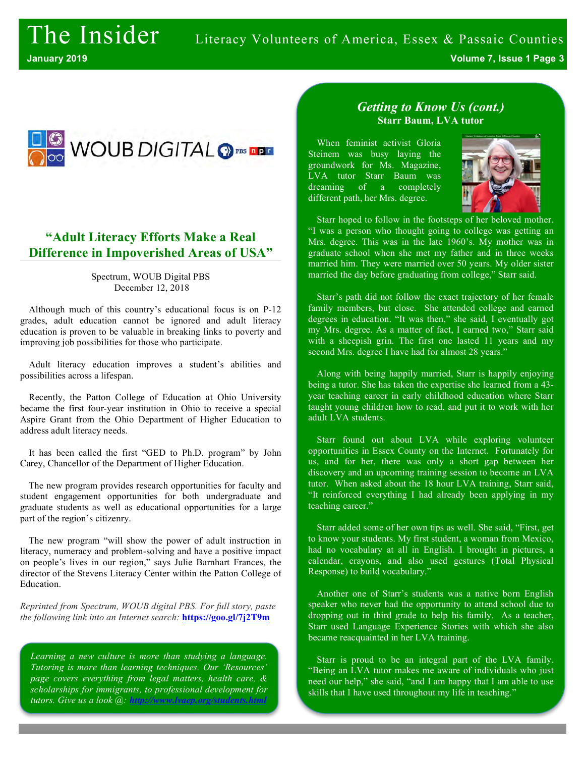## "Adult Literacy Efforts Make a Real Difference in Impoverished Areas of USA"

Spectrum, WOUB Digital PBS
December 12, 2018

Although much of this country's educational focus is on P-12 grades, adult education cannot be ignored and adult literacy education is proven to be valuable in breaking links to poverty and improving job possibilities for those who participate.

Adult literacy education improves a student's abilities and possibilities across a lifespan.

Recently, the Patton College of Education at Ohio University became the first four-year institution in Ohio to receive a special Aspire Grant from the Ohio Department of Higher Education to address adult literacy needs.

It has been called the first "GED to Ph.D. program" by John Carey, Chancellor of the Department of Higher Education.

The new program provides research opportunities for faculty and student engagement opportunities for both undergraduate and graduate students as well as educational opportunities for a large part of the region's citizenry.

The new program "will show the power of adult instruction in literacy, numeracy and problem-solving and have a positive impact on people's lives in our region," says Julie Barnhart Frances, the director of the Stevens Literacy Center within the Patton College of Education.

*Reprinted from Spectrum, WOUB digital PBS. For full story, paste the following link into an Internet search:* **https://goo.gl/7j2T9m**

*Learning a new culture is more than studying a language. Tutoring is more than learning techniques. Our 'Resources' page covers everything from legal matters, health care, & scholarships for immigrants, to professional development for tutors. Give us a look @:* ***http://www.lvaep.org/students.html***

## *Getting to Know Us (cont.)*

**Starr Baum, LVA tutor**

When feminist activist Gloria Steinem was busy laying the groundwork for Ms. Magazine, LVA tutor Starr Baum was dreaming of a completely different path, her Mrs. degree.

Starr hoped to follow in the footsteps of her beloved mother. "I was a person who thought going to college was getting an Mrs. degree. This was in the late 1960's. My mother was in graduate school when she met my father and in three weeks married him. They were married over 50 years. My older sister married the day before graduating from college," Starr said.

Starr's path did not follow the exact trajectory of her female family members, but close. She attended college and earned degrees in education. "It was then," she said, I eventually got my Mrs. degree. As a matter of fact, I earned two," Starr said with a sheepish grin. The first one lasted 11 years and my second Mrs. degree I have had for almost 28 years."

Along with being happily married, Starr is happily enjoying being a tutor. She has taken the expertise she learned from a 43-year teaching career in early childhood education where Starr taught young children how to read, and put it to work with her adult LVA students.

Starr found out about LVA while exploring volunteer opportunities in Essex County on the Internet. Fortunately for us, and for her, there was only a short gap between her discovery and an upcoming training session to become an LVA tutor. When asked about the 18 hour LVA training, Starr said, "It reinforced everything I had already been applying in my teaching career."

Starr added some of her own tips as well. She said, "First, get to know your students. My first student, a woman from Mexico, had no vocabulary at all in English. I brought in pictures, a calendar, crayons, and also used gestures (Total Physical Response) to build vocabulary."

Another one of Starr's students was a native born English speaker who never had the opportunity to attend school due to dropping out in third grade to help his family. As a teacher, Starr used Language Experience Stories with which she also became reacquainted in her LVA training.

Starr is proud to be an integral part of the LVA family. "Being an LVA tutor makes me aware of individuals who just need our help," she said, "and I am happy that I am able to use skills that I have used throughout my life in teaching."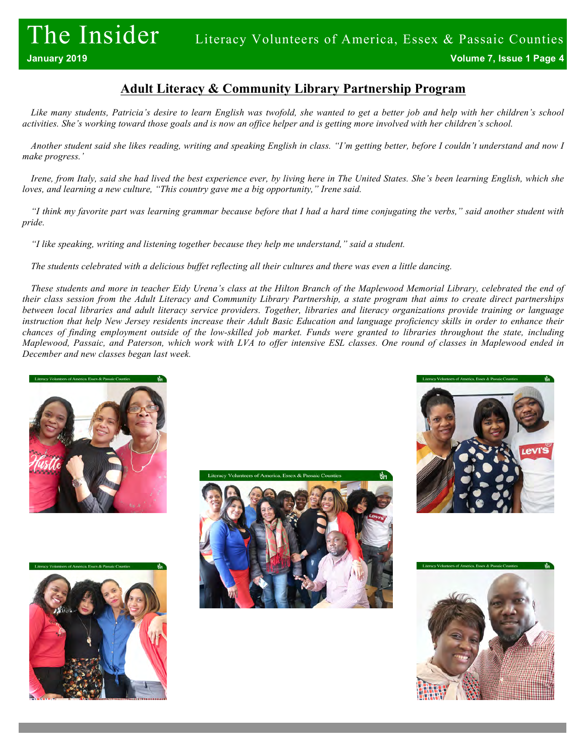## Adult Literacy & Community Library Partnership Program

*Like many students, Patricia's desire to learn English was twofold, she wanted to get a better job and help with her children's school activities. She's working toward those goals and is now an office helper and is getting more involved with her children's school.*

*Another student said she likes reading, writing and speaking English in class. "I'm getting better, before I couldn't understand and now I make progress.'*

*Irene, from Italy, said she had lived the best experience ever, by living here in The United States. She's been learning English, which she loves, and learning a new culture, "This country gave me a big opportunity," Irene said.*

*"I think my favorite part was learning grammar because before that I had a hard time conjugating the verbs," said another student with pride.*

*"I like speaking, writing and listening together because they help me understand," said a student.*

*The students celebrated with a delicious buffet reflecting all their cultures and there was even a little dancing.*

*These students and more in teacher Eidy Urena's class at the Hilton Branch of the Maplewood Memorial Library, celebrated the end of their class session from the Adult Literacy and Community Library Partnership, a state program that aims to create direct partnerships between local libraries and adult literacy service providers. Together, libraries and literacy organizations provide training or language instruction that help New Jersey residents increase their Adult Basic Education and language proficiency skills in order to enhance their chances of finding employment outside of the low-skilled job market. Funds were granted to libraries throughout the state, including Maplewood, Passaic, and Paterson, which work with LVA to offer intensive ESL classes. One round of classes in Maplewood ended in December and new classes began last week.*